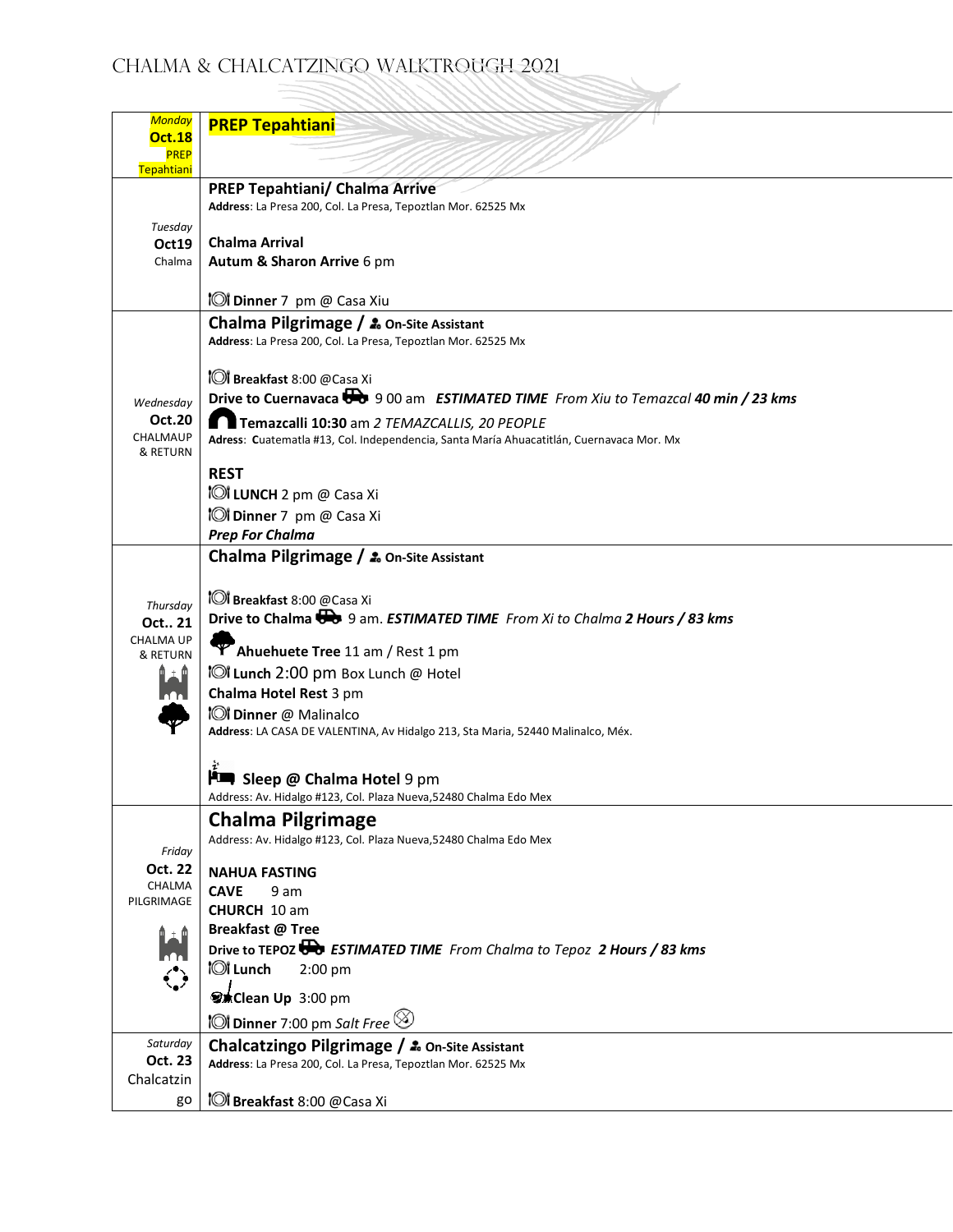# CHALMA & CHALCATZINGO WALKTROUGH 2021

| Day | Schedule |
| --- | --- |
| *Monday* **Oct.18** PREP Tepahtiani | **PREP Tepahtiani** |
| *Tuesday* **Oct19** Chalma | **PREP Tepahtiani/ Chalma Arrive**<br>**Address**: La Presa 200, Col. La Presa, Tepoztlan Mor. 62525 Mx<br><br>**Chalma Arrival**<br>**Autum & Sharon Arrive** 6 pm<br><br>**Dinner** 7 pm @ Casa Xiu |
| *Wednesday* **Oct.20** CHALMAUP & RETURN | **Chalma Pilgrimage / On-Site Assistant**<br>**Address**: La Presa 200, Col. La Presa, Tepoztlan Mor. 62525 Mx<br><br>**Breakfast** 8:00 @Casa Xi<br>**Drive to Cuernavaca** 9 00 am ***ESTIMATED TIME*** *From Xiu to Temazcal* ***40 min / 23 kms***<br>**Temazcalli 10:30** am *2 TEMAZCALLIS, 20 PEOPLE*<br>**Adress**: **C**uatematla #13, Col. Independencia, Santa María Ahuacatitlán, Cuernavaca Mor. Mx<br><br>**REST**<br>**LUNCH** 2 pm @ Casa Xi<br>**Dinner** 7 pm @ Casa Xi<br>***Prep For Chalma*** |
| *Thursday* **Oct.. 21** CHALMA UP & RETURN | **Chalma Pilgrimage / On-Site Assistant**<br><br>**Breakfast** 8:00 @Casa Xi<br>**Drive to Chalma** 9 am. ***ESTIMATED TIME*** *From Xi to Chalma* ***2 Hours / 83 kms***<br>**Ahuehuete Tree** 11 am / Rest 1 pm<br>**Lunch** 2:00 pm Box Lunch @ Hotel<br>**Chalma Hotel Rest** 3 pm<br>**Dinner** @ Malinalco<br>**Address:** LA CASA DE VALENTINA, Av Hidalgo 213, Sta Maria, 52440 Malinalco, Méx.<br><br>**Sleep @ Chalma Hotel** 9 pm<br>Address: Av. Hidalgo #123, Col. Plaza Nueva,52480 Chalma Edo Mex |
| *Friday* **Oct. 22** CHALMA PILGRIMAGE | **Chalma Pilgrimage**<br>Address: Av. Hidalgo #123, Col. Plaza Nueva,52480 Chalma Edo Mex<br><br>**NAHUA FASTING**<br>**CAVE** 9 am<br>**CHURCH** 10 am<br>**Breakfast @ Tree**<br>**Drive to TEPOZ** ***ESTIMATED TIME*** *From Chalma to Tepoz* ***2 Hours / 83 kms***<br>**Lunch** 2:00 pm<br>**Clean Up** 3:00 pm<br>**Dinner** 7:00 pm *Salt Free* |
| *Saturday* **Oct. 23** Chalcatzingo | **Chalcatzingo Pilgrimage / On-Site Assistant**<br>**Address**: La Presa 200, Col. La Presa, Tepoztlan Mor. 62525 Mx<br><br>**Breakfast** 8:00 @Casa Xi |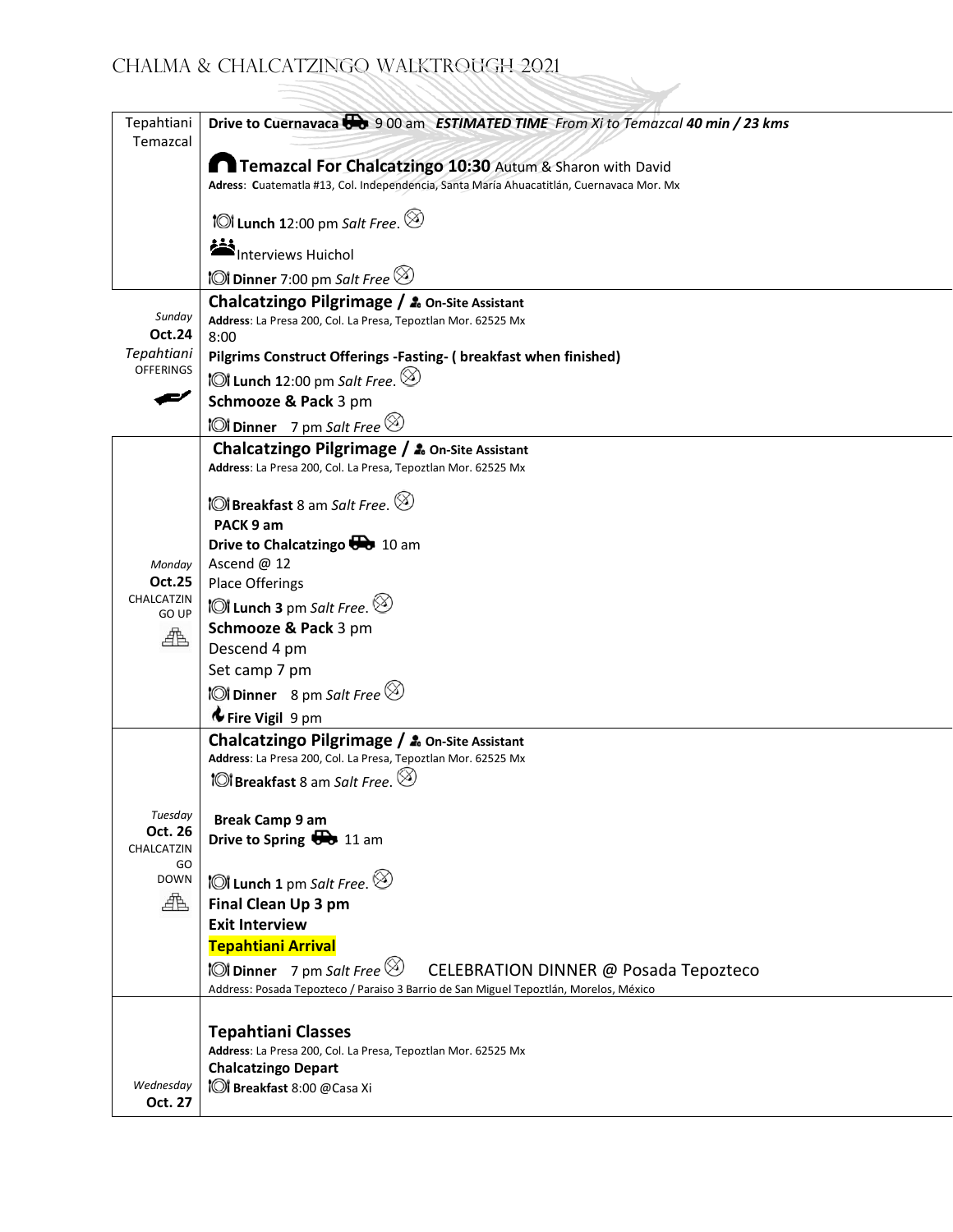# CHALMA & CHALCATZINGO WALKTROUGH 2021

| | |
|---|---|
| Tepahtiani Temazcal | **Drive to Cuernavaca** 9 00 am ***ESTIMATED TIME*** *From Xi to Temazcal* ***40 min / 23 kms***<br><br>**Temazcal For Chalcatzingo 10:30** Autum & Sharon with David<br>**Adress**: **C**uatematla #13, Col. Independencia, Santa María Ahuacatitlán, Cuernavaca Mor. Mx<br><br>**Lunch 1**2:00 pm *Salt Free*.<br><br>Interviews Huichol<br><br>**Dinner** 7:00 pm *Salt Free* |
| *Sunday* **Oct.24** *Tepahtiani* OFFERINGS | **Chalcatzingo Pilgrimage / On-Site Assistant**<br>**Address:** La Presa 200, Col. La Presa, Tepoztlan Mor. 62525 Mx<br>8:00<br>**Pilgrims Construct Offerings -Fasting- ( breakfast when finished)**<br>**Lunch 1**2:00 pm *Salt Free*.<br>**Schmooze & Pack** 3 pm<br>**Dinner** 7 pm *Salt Free* |
| *Monday* **Oct.25** CHALCATZIN GO UP | **Chalcatzingo Pilgrimage / On-Site Assistant**<br>**Address:** La Presa 200, Col. La Presa, Tepoztlan Mor. 62525 Mx<br><br>**Breakfast** 8 am *Salt Free*.<br>**PACK 9 am**<br>**Drive to Chalcatzingo** 10 am<br>Ascend @ 12<br>Place Offerings<br>**Lunch 3** pm *Salt Free*.<br>**Schmooze & Pack** 3 pm<br>Descend 4 pm<br>Set camp 7 pm<br>**Dinner** 8 pm *Salt Free*<br>**Fire Vigil** 9 pm |
| *Tuesday* **Oct. 26** CHALCATZIN GO DOWN | **Chalcatzingo Pilgrimage / On-Site Assistant**<br>**Address:** La Presa 200, Col. La Presa, Tepoztlan Mor. 62525 Mx<br>**Breakfast** 8 am *Salt Free*.<br><br>**Break Camp 9 am**<br>**Drive to Spring** 11 am<br><br>**Lunch 1** pm *Salt Free*.<br>**Final Clean Up 3 pm**<br>**Exit Interview**<br>**Tepahtiani Arrival**<br>**Dinner** 7 pm *Salt Free* CELEBRATION DINNER @ Posada Tepozteco<br>Address: Posada Tepozteco / Paraiso 3 Barrio de San Miguel Tepoztlán, Morelos, México |
| *Wednesday* **Oct. 27** | **Tepahtiani Classes**<br>**Address:** La Presa 200, Col. La Presa, Tepoztlan Mor. 62525 Mx<br>**Chalcatzingo Depart**<br>**Breakfast** 8:00 @Casa Xi |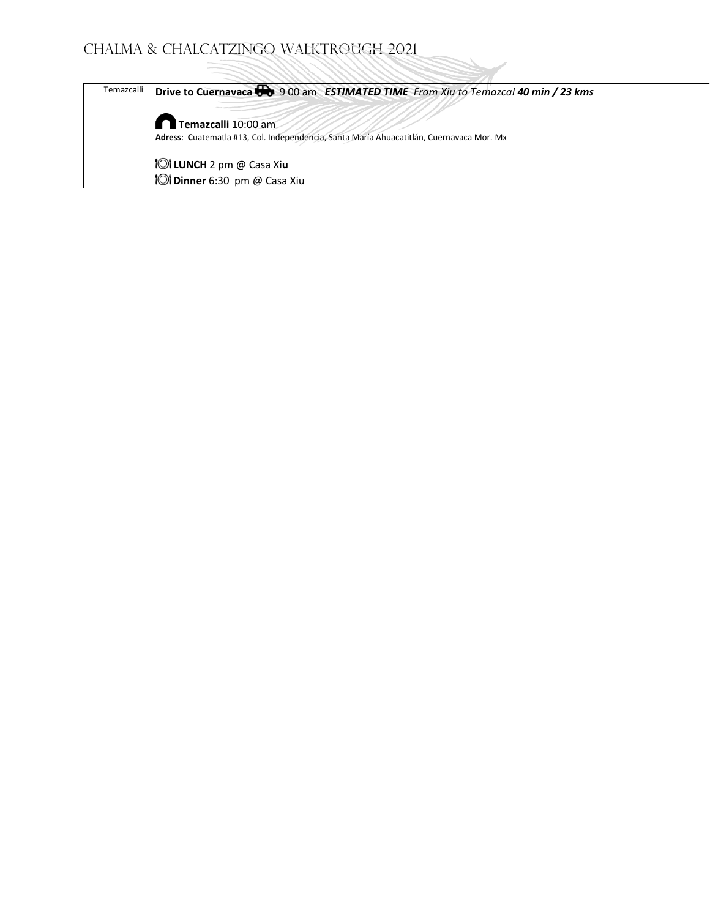| | |
|---|---|
| Temazcalli | **Drive to Cuernavaca** 9 00 am ***ESTIMATED TIME*** *From Xiu to Temazcal* ***40 min / 23 kms***<br><br>**Temazcalli** 10:00 am<br>**Adress**: **C**uatematla #13, Col. Independencia, Santa María Ahuacatitlán, Cuernavaca Mor. Mx<br><br>**LUNCH** 2 pm @ Casa Xi**u**<br>**Dinner** 6:30 pm @ Casa Xiu |